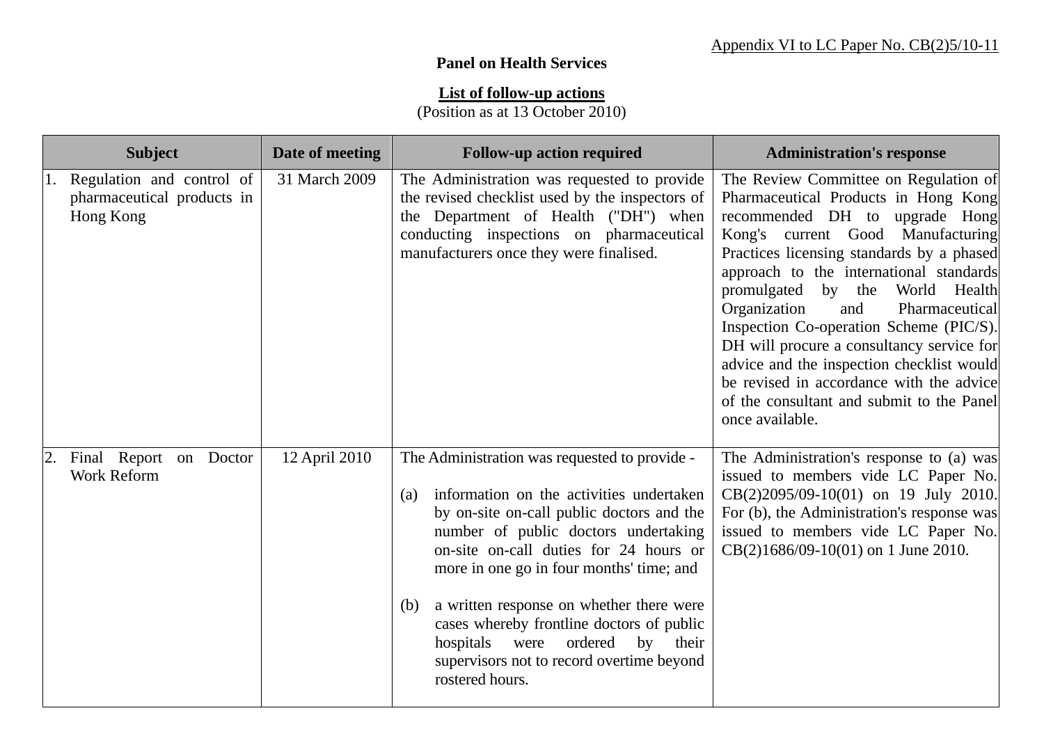Appendix VI to LC Paper No. CB(2)5/10-11

**Panel on Health Services**

**List of follow-up actions**
(Position as at 13 October 2010)

| Subject | Date of meeting | Follow-up action required | Administration's response |
|---|---|---|---|
| 1. Regulation and control of pharmaceutical products in Hong Kong | 31 March 2009 | The Administration was requested to provide the revised checklist used by the inspectors of the Department of Health ("DH") when conducting inspections on pharmaceutical manufacturers once they were finalised. | The Review Committee on Regulation of Pharmaceutical Products in Hong Kong recommended DH to upgrade Hong Kong's current Good Manufacturing Practices licensing standards by a phased approach to the international standards promulgated by the World Health Organization and Pharmaceutical Inspection Co-operation Scheme (PIC/S). DH will procure a consultancy service for advice and the inspection checklist would be revised in accordance with the advice of the consultant and submit to the Panel once available. |
| 2. Final Report on Doctor Work Reform | 12 April 2010 | The Administration was requested to provide - <br><br> (a) information on the activities undertaken by on-site on-call public doctors and the number of public doctors undertaking on-site on-call duties for 24 hours or more in one go in four months' time; and <br><br> (b) a written response on whether there were cases whereby frontline doctors of public hospitals were ordered by their supervisors not to record overtime beyond rostered hours. | The Administration's response to (a) was issued to members vide LC Paper No. CB(2)2095/09-10(01) on 19 July 2010. For (b), the Administration's response was issued to members vide LC Paper No. CB(2)1686/09-10(01) on 1 June 2010. |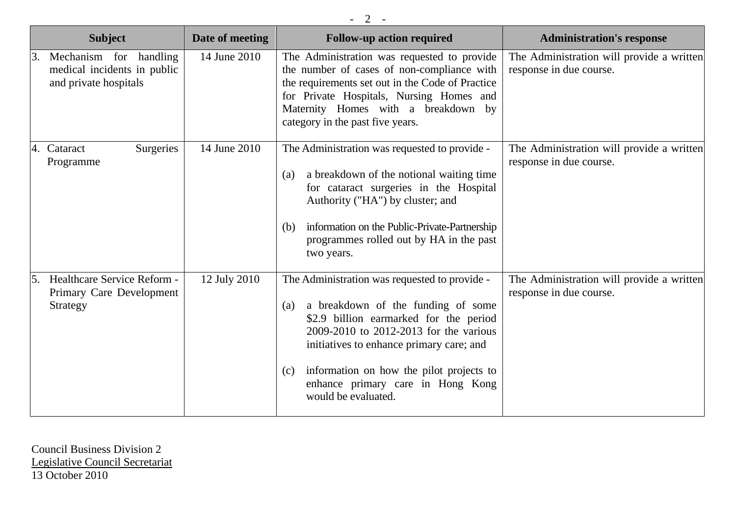| Subject | Date of meeting | Follow-up action required | Administration's response |
|---|---|---|---|
| 3. Mechanism for handling medical incidents in public and private hospitals | 14 June 2010 | The Administration was requested to provide the number of cases of non-compliance with the requirements set out in the Code of Practice for Private Hospitals, Nursing Homes and Maternity Homes with a breakdown by category in the past five years. | The Administration will provide a written response in due course. |
| 4. Cataract Surgeries Programme | 14 June 2010 | The Administration was requested to provide - (a) a breakdown of the notional waiting time for cataract surgeries in the Hospital Authority ("HA") by cluster; and (b) information on the Public-Private-Partnership programmes rolled out by HA in the past two years. | The Administration will provide a written response in due course. |
| 5. Healthcare Service Reform - Primary Care Development Strategy | 12 July 2010 | The Administration was requested to provide - (a) a breakdown of the funding of some $2.9 billion earmarked for the period 2009-2010 to 2012-2013 for the various initiatives to enhance primary care; and (c) information on how the pilot projects to enhance primary care in Hong Kong would be evaluated. | The Administration will provide a written response in due course. |

Council Business Division 2
Legislative Council Secretariat
13 October 2010